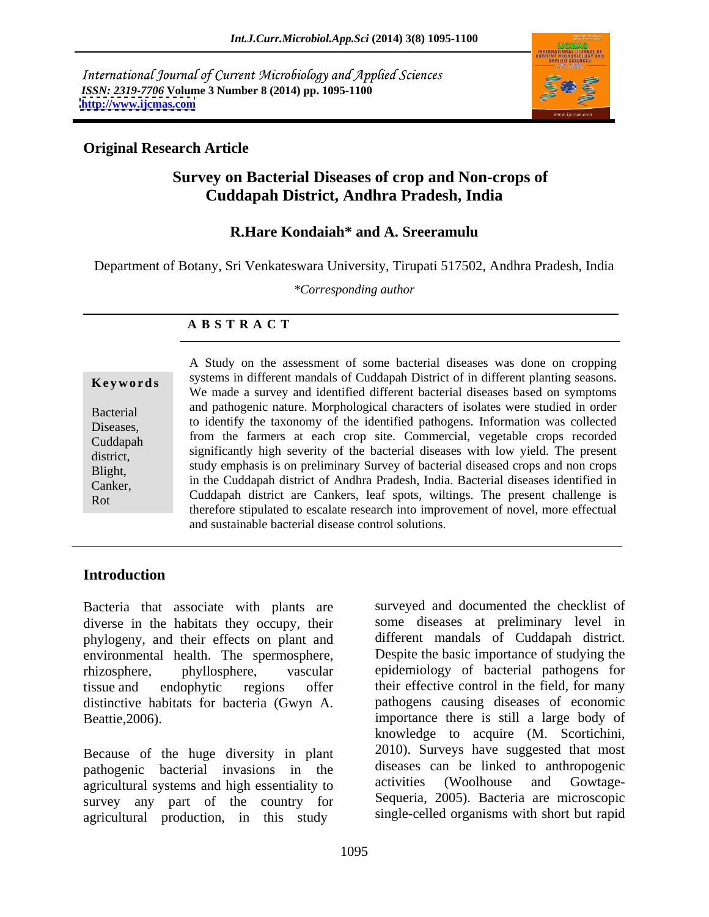International Journal of Current Microbiology and Applied Sciences
*ISSN: 2319-7706* **Volume 3 Number 8 (2014) pp. 1095-1100**
**http://www.ijcmas.com**

**Original Research Article**

# Survey on Bacterial Diseases of crop and Non-crops of Cuddapah District, Andhra Pradesh, India

**R.Hare Kondaiah\* and A. Sreeramulu**

Department of Botany, Sri Venkateswara University, Tirupati 517502, Andhra Pradesh, India

*\*Corresponding author*

**A B S T R A C T**

**Keywords**

Bacterial Diseases, Cuddapah district, Blight, Canker, Rot

A Study on the assessment of some bacterial diseases was done on cropping systems in different mandals of Cuddapah District of in different planting seasons. We made a survey and identified different bacterial diseases based on symptoms and pathogenic nature. Morphological characters of isolates were studied in order to identify the taxonomy of the identified pathogens. Information was collected from the farmers at each crop site. Commercial, vegetable crops recorded significantly high severity of the bacterial diseases with low yield. The present study emphasis is on preliminary Survey of bacterial diseased crops and non crops in the Cuddapah district of Andhra Pradesh, India. Bacterial diseases identified in Cuddapah district are Cankers, leaf spots, wiltings. The present challenge is therefore stipulated to escalate research into improvement of novel, more effectual and sustainable bacterial disease control solutions.

## Introduction

Bacteria that associate with plants are diverse in the habitats they occupy, their phylogeny, and their effects on plant and environmental health. The spermosphere, rhizosphere, phyllosphere, vascular tissue and endophytic regions offer distinctive habitats for bacteria (Gwyn A. Beattie,2006).

Because of the huge diversity in plant pathogenic bacterial invasions in the agricultural systems and high essentiality to survey any part of the country for agricultural production, in this study surveyed and documented the checklist of some diseases at preliminary level in different mandals of Cuddapah district. Despite the basic importance of studying the epidemiology of bacterial pathogens for their effective control in the field, for many pathogens causing diseases of economic importance there is still a large body of knowledge to acquire (M. Scortichini, 2010). Surveys have suggested that most diseases can be linked to anthropogenic activities (Woolhouse and Gowtage-Sequeria, 2005). Bacteria are microscopic single-celled organisms with short but rapid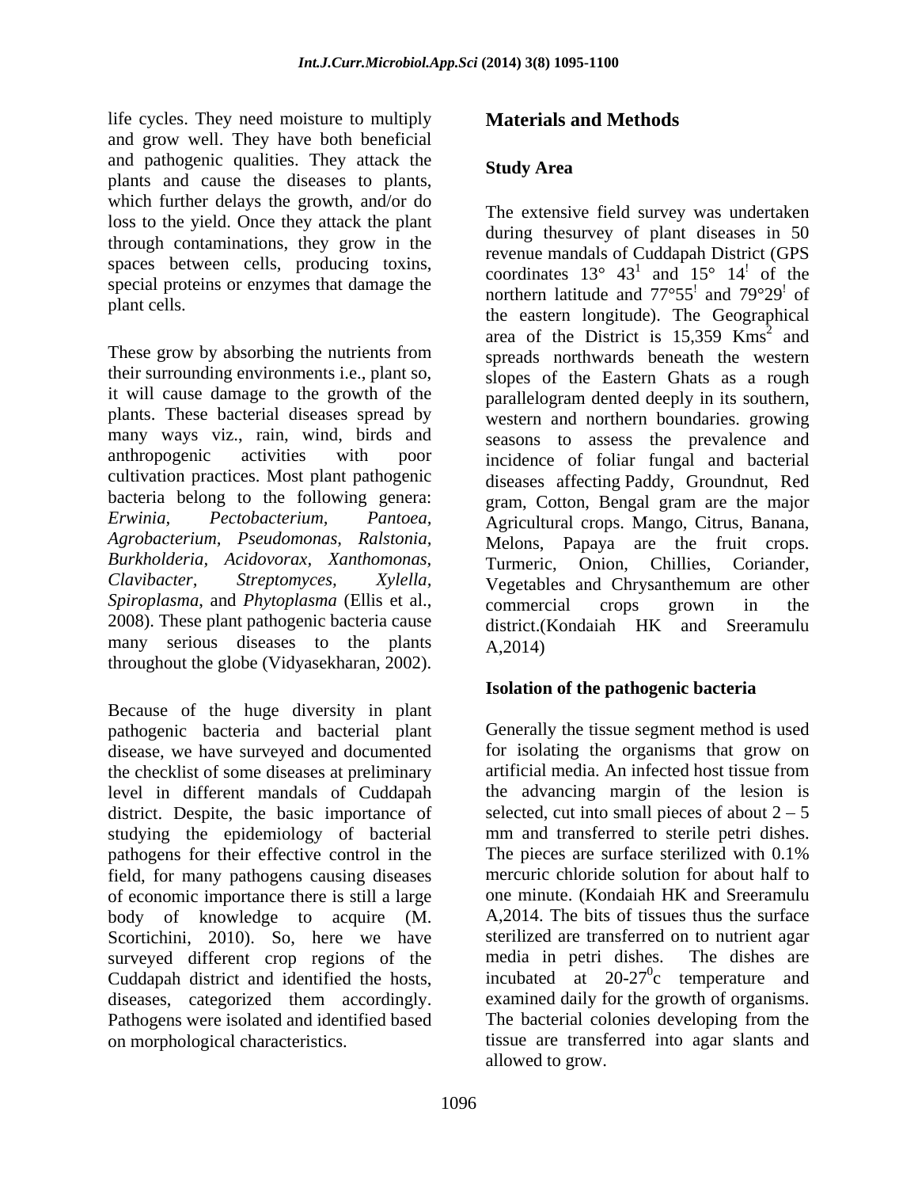life cycles. They need moisture to multiply and grow well. They have both beneficial and pathogenic qualities. They attack the plants and cause the diseases to plants, which further delays the growth, and/or do loss to the yield. Once they attack the plant through contaminations, they grow in the spaces between cells, producing toxins, special proteins or enzymes that damage the plant cells.

These grow by absorbing the nutrients from their surrounding environments i.e., plant so, it will cause damage to the growth of the plants. These bacterial diseases spread by many ways viz., rain, wind, birds and anthropogenic activities with poor cultivation practices. Most plant pathogenic bacteria belong to the following genera: *Erwinia, Pectobacterium, Pantoea, Agrobacterium, Pseudomonas, Ralstonia, Burkholderia, Acidovorax, Xanthomonas, Clavibacter, Streptomyces, Xylella, Spiroplasma*, and *Phytoplasma* (Ellis et al., 2008). These plant pathogenic bacteria cause many serious diseases to the plants throughout the globe (Vidyasekharan, 2002).

Because of the huge diversity in plant pathogenic bacteria and bacterial plant disease, we have surveyed and documented the checklist of some diseases at preliminary level in different mandals of Cuddapah district. Despite, the basic importance of studying the epidemiology of bacterial pathogens for their effective control in the field, for many pathogens causing diseases of economic importance there is still a large body of knowledge to acquire (M. Scortichini, 2010). So, here we have surveyed different crop regions of the Cuddapah district and identified the hosts, diseases, categorized them accordingly. Pathogens were isolated and identified based on morphological characteristics.

## Materials and Methods

### Study Area

The extensive field survey was undertaken during thesurvey of plant diseases in 50 revenue mandals of Cuddapah District (GPS coordinates 13° 43$^1$ and 15° 14$^!$ of the northern latitude and 77°55$^!$ and 79°29$^!$ of the eastern longitude). The Geographical area of the District is 15,359 Kms$^2$ and spreads northwards beneath the western slopes of the Eastern Ghats as a rough parallelogram dented deeply in its southern, western and northern boundaries. growing seasons to assess the prevalence and incidence of foliar fungal and bacterial diseases affecting Paddy, Groundnut, Red gram, Cotton, Bengal gram are the major Agricultural crops. Mango, Citrus, Banana, Melons, Papaya are the fruit crops. Turmeric, Onion, Chillies, Coriander, Vegetables and Chrysanthemum are other commercial crops grown in the district.(Kondaiah HK and Sreeramulu A,2014)

### Isolation of the pathogenic bacteria

Generally the tissue segment method is used for isolating the organisms that grow on artificial media. An infected host tissue from the advancing margin of the lesion is selected, cut into small pieces of about 2 – 5 mm and transferred to sterile petri dishes. The pieces are surface sterilized with 0.1% mercuric chloride solution for about half to one minute. (Kondaiah HK and Sreeramulu A,2014. The bits of tissues thus the surface sterilized are transferred on to nutrient agar media in petri dishes. The dishes are incubated at 20-27$^0$c temperature and examined daily for the growth of organisms. The bacterial colonies developing from the tissue are transferred into agar slants and allowed to grow.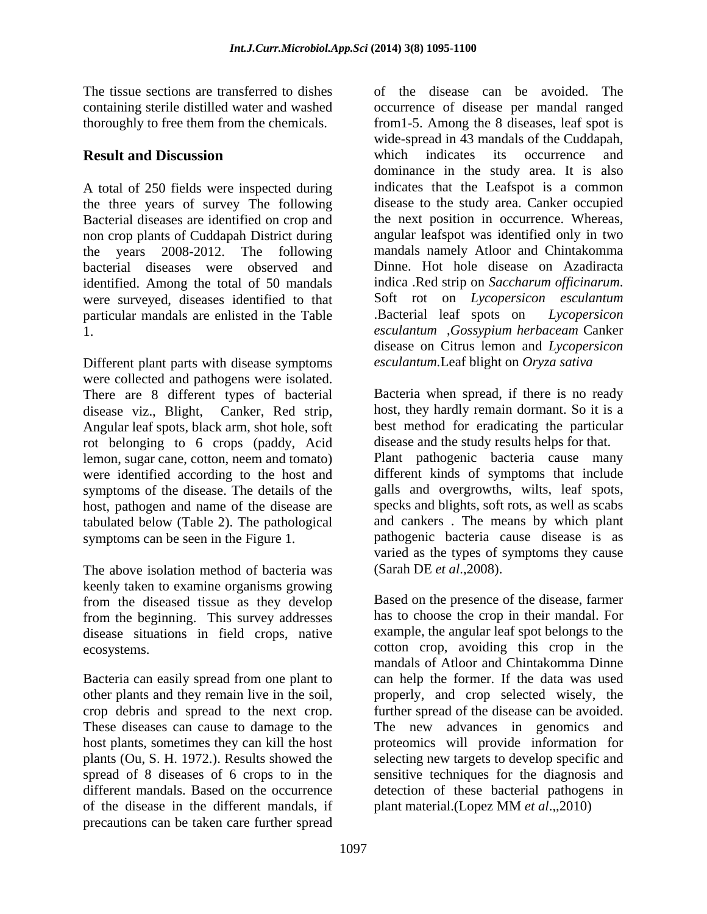The tissue sections are transferred to dishes containing sterile distilled water and washed thoroughly to free them from the chemicals.

## Result and Discussion

A total of 250 fields were inspected during the three years of survey The following Bacterial diseases are identified on crop and non crop plants of Cuddapah District during the years 2008-2012. The following bacterial diseases were observed and identified. Among the total of 50 mandals were surveyed, diseases identified to that particular mandals are enlisted in the Table 1.

Different plant parts with disease symptoms were collected and pathogens were isolated. There are 8 different types of bacterial disease viz., Blight, Canker, Red strip, Angular leaf spots, black arm, shot hole, soft rot belonging to 6 crops (paddy, Acid lemon, sugar cane, cotton, neem and tomato) were identified according to the host and symptoms of the disease. The details of the host, pathogen and name of the disease are tabulated below (Table 2). The pathological symptoms can be seen in the Figure 1.

The above isolation method of bacteria was keenly taken to examine organisms growing from the diseased tissue as they develop from the beginning. This survey addresses disease situations in field crops, native ecosystems.

Bacteria can easily spread from one plant to other plants and they remain live in the soil, crop debris and spread to the next crop. These diseases can cause to damage to the host plants, sometimes they can kill the host plants (Ou, S. H. 1972.). Results showed the spread of 8 diseases of 6 crops to in the different mandals. Based on the occurrence of the disease in the different mandals, if precautions can be taken care further spread of the disease can be avoided. The occurrence of disease per mandal ranged from1-5. Among the 8 diseases, leaf spot is wide-spread in 43 mandals of the Cuddapah, which indicates its occurrence and dominance in the study area. It is also indicates that the Leafspot is a common disease to the study area. Canker occupied the next position in occurrence. Whereas, angular leafspot was identified only in two mandals namely Atloor and Chintakomma Dinne. Hot hole disease on Azadiracta indica .Red strip on *Saccharum officinarum*. Soft rot on *Lycopersicon esculantum* .Bacterial leaf spots on *Lycopersicon esculantum* ,*Gossypium herbaceam* Canker disease on Citrus lemon and *Lycopersicon esculantum*.Leaf blight on *Oryza sativa*

Bacteria when spread, if there is no ready host, they hardly remain dormant. So it is a best method for eradicating the particular disease and the study results helps for that. Plant pathogenic bacteria cause many different kinds of symptoms that include galls and overgrowths, wilts, leaf spots, specks and blights, soft rots, as well as scabs and cankers . The means by which plant pathogenic bacteria cause disease is as varied as the types of symptoms they cause (Sarah DE *et al*.,2008).

Based on the presence of the disease, farmer has to choose the crop in their mandal. For example, the angular leaf spot belongs to the cotton crop, avoiding this crop in the mandals of Atloor and Chintakomma Dinne can help the former. If the data was used properly, and crop selected wisely, the further spread of the disease can be avoided. The new advances in genomics and proteomics will provide information for selecting new targets to develop specific and sensitive techniques for the diagnosis and detection of these bacterial pathogens in plant material.(Lopez MM *et al*.,,2010)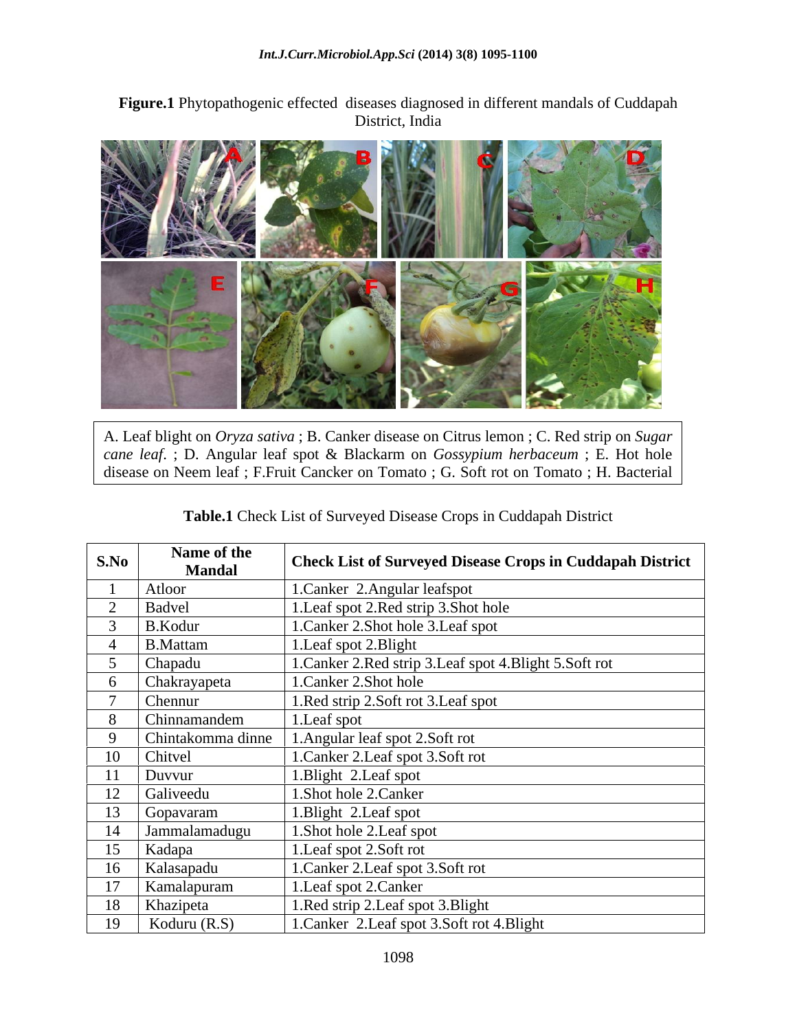**Figure.1** Phytopathogenic effected diseases diagnosed in different mandals of Cuddapah District, India

A. Leaf blight on *Oryza sativa* ; B. Canker disease on Citrus lemon ; C. Red strip on *Sugar cane leaf*. ; D. Angular leaf spot & Blackarm on *Gossypium herbaceum* ; E. Hot hole disease on Neem leaf ; F.Fruit Cancker on Tomato ; G. Soft rot on Tomato ; H. Bacterial

**Table.1** Check List of Surveyed Disease Crops in Cuddapah District

| S.No | Name of the Mandal | Check List of Surveyed Disease Crops in Cuddapah District |
|---|---|---|
| 1 | Atloor | 1.Canker 2.Angular leafspot |
| 2 | Badvel | 1.Leaf spot 2.Red strip 3.Shot hole |
| 3 | B.Kodur | 1.Canker 2.Shot hole 3.Leaf spot |
| 4 | B.Mattam | 1.Leaf spot 2.Blight |
| 5 | Chapadu | 1.Canker 2.Red strip 3.Leaf spot 4.Blight 5.Soft rot |
| 6 | Chakrayapeta | 1.Canker 2.Shot hole |
| 7 | Chennur | 1.Red strip 2.Soft rot 3.Leaf spot |
| 8 | Chinnamandem | 1.Leaf spot |
| 9 | Chintakomma dinne | 1.Angular leaf spot 2.Soft rot |
| 10 | Chitvel | 1.Canker 2.Leaf spot 3.Soft rot |
| 11 | Duvvur | 1.Blight 2.Leaf spot |
| 12 | Galiveedu | 1.Shot hole 2.Canker |
| 13 | Gopavaram | 1.Blight 2.Leaf spot |
| 14 | Jammalamadugu | 1.Shot hole 2.Leaf spot |
| 15 | Kadapa | 1.Leaf spot 2.Soft rot |
| 16 | Kalasapadu | 1.Canker 2.Leaf spot 3.Soft rot |
| 17 | Kamalapuram | 1.Leaf spot 2.Canker |
| 18 | Khazipeta | 1.Red strip 2.Leaf spot 3.Blight |
| 19 | Koduru (R.S) | 1.Canker 2.Leaf spot 3.Soft rot 4.Blight |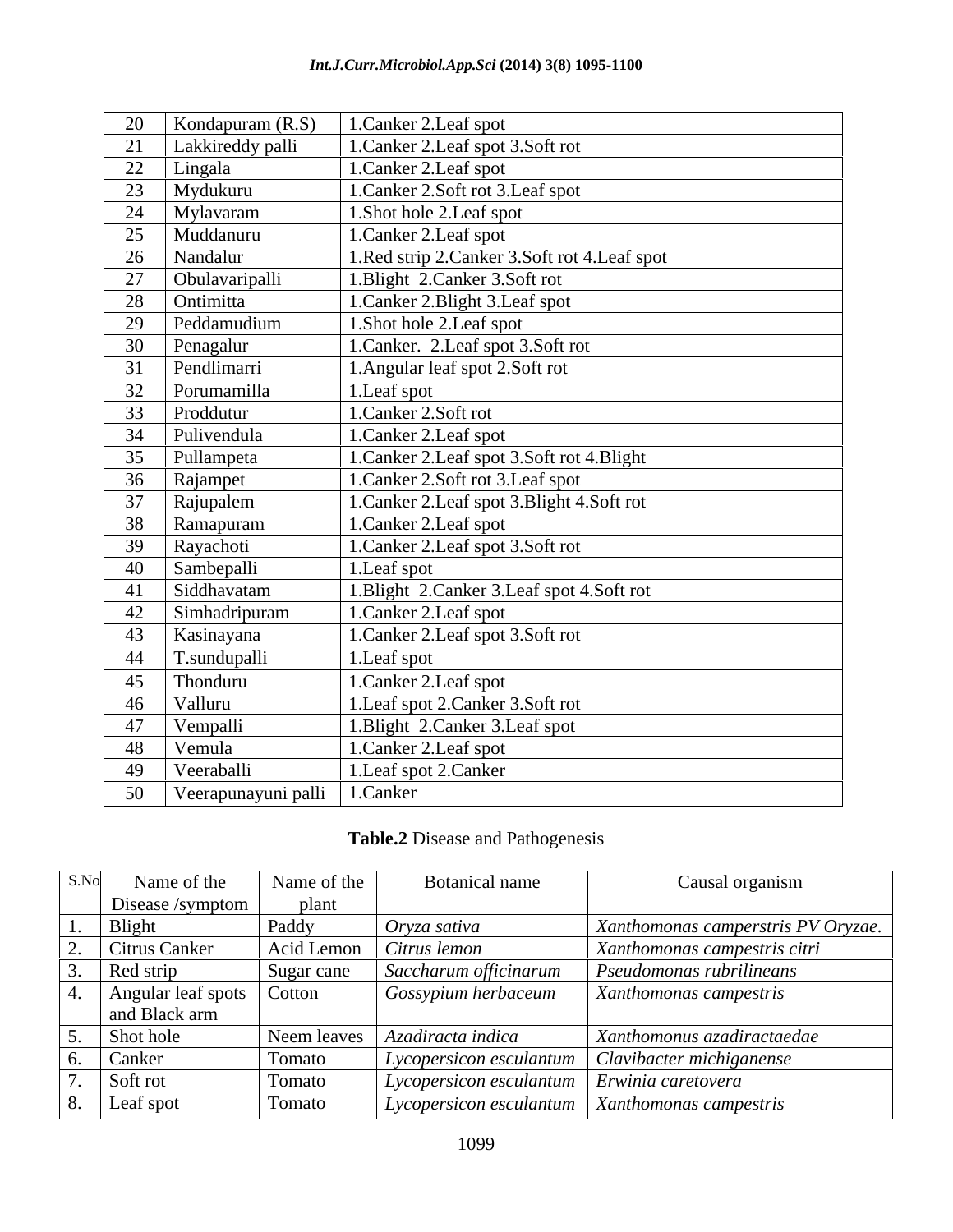| 20 | Kondapuram (R.S) | 1.Canker 2.Leaf spot |
|---|---|---|
| 21 | Lakkireddy palli | 1.Canker 2.Leaf spot 3.Soft rot |
| 22 | Lingala | 1.Canker 2.Leaf spot |
| 23 | Mydukuru | 1.Canker 2.Soft rot 3.Leaf spot |
| 24 | Mylavaram | 1.Shot hole 2.Leaf spot |
| 25 | Muddanuru | 1.Canker 2.Leaf spot |
| 26 | Nandalur | 1.Red strip 2.Canker 3.Soft rot 4.Leaf spot |
| 27 | Obulavaripalli | 1.Blight 2.Canker 3.Soft rot |
| 28 | Ontimitta | 1.Canker 2.Blight 3.Leaf spot |
| 29 | Peddamudium | 1.Shot hole 2.Leaf spot |
| 30 | Penagalur | 1.Canker. 2.Leaf spot 3.Soft rot |
| 31 | Pendlimarri | 1.Angular leaf spot 2.Soft rot |
| 32 | Porumamilla | 1.Leaf spot |
| 33 | Proddutur | 1.Canker 2.Soft rot |
| 34 | Pulivendula | 1.Canker 2.Leaf spot |
| 35 | Pullampeta | 1.Canker 2.Leaf spot 3.Soft rot 4.Blight |
| 36 | Rajampet | 1.Canker 2.Soft rot 3.Leaf spot |
| 37 | Rajupalem | 1.Canker 2.Leaf spot 3.Blight 4.Soft rot |
| 38 | Ramapuram | 1.Canker 2.Leaf spot |
| 39 | Rayachoti | 1.Canker 2.Leaf spot 3.Soft rot |
| 40 | Sambepalli | 1.Leaf spot |
| 41 | Siddhavatam | 1.Blight 2.Canker 3.Leaf spot 4.Soft rot |
| 42 | Simhadripuram | 1.Canker 2.Leaf spot |
| 43 | Kasinayana | 1.Canker 2.Leaf spot 3.Soft rot |
| 44 | T.sundupalli | 1.Leaf spot |
| 45 | Thonduru | 1.Canker 2.Leaf spot |
| 46 | Valluru | 1.Leaf spot 2.Canker 3.Soft rot |
| 47 | Vempalli | 1.Blight 2.Canker 3.Leaf spot |
| 48 | Vemula | 1.Canker 2.Leaf spot |
| 49 | Veeraballi | 1.Leaf spot 2.Canker |
| 50 | Veerapunayuni palli | 1.Canker |

**Table.2** Disease and Pathogenesis

| S.No | Name of the Disease /symptom | Name of the plant | Botanical name | Causal organism |
|---|---|---|---|---|
| 1. | Blight | Paddy | *Oryza sativa* | *Xanthomonas camperstris PV Oryzae.* |
| 2. | Citrus Canker | Acid Lemon | *Citrus lemon* | *Xanthomonas campestris citri* |
| 3. | Red strip | Sugar cane | *Saccharum officinarum* | *Pseudomonas rubrilineans* |
| 4. | Angular leaf spots and Black arm | Cotton | *Gossypium herbaceum* | *Xanthomonas campestris* |
| 5. | Shot hole | Neem leaves | *Azadiracta indica* | *Xanthomonus azadiractaedae* |
| 6. | Canker | Tomato | *Lycopersicon esculantum* | *Clavibacter michiganense* |
| 7. | Soft rot | Tomato | *Lycopersicon esculantum* | *Erwinia caretovera* |
| 8. | Leaf spot | Tomato | *Lycopersicon esculantum* | *Xanthomonas campestris* |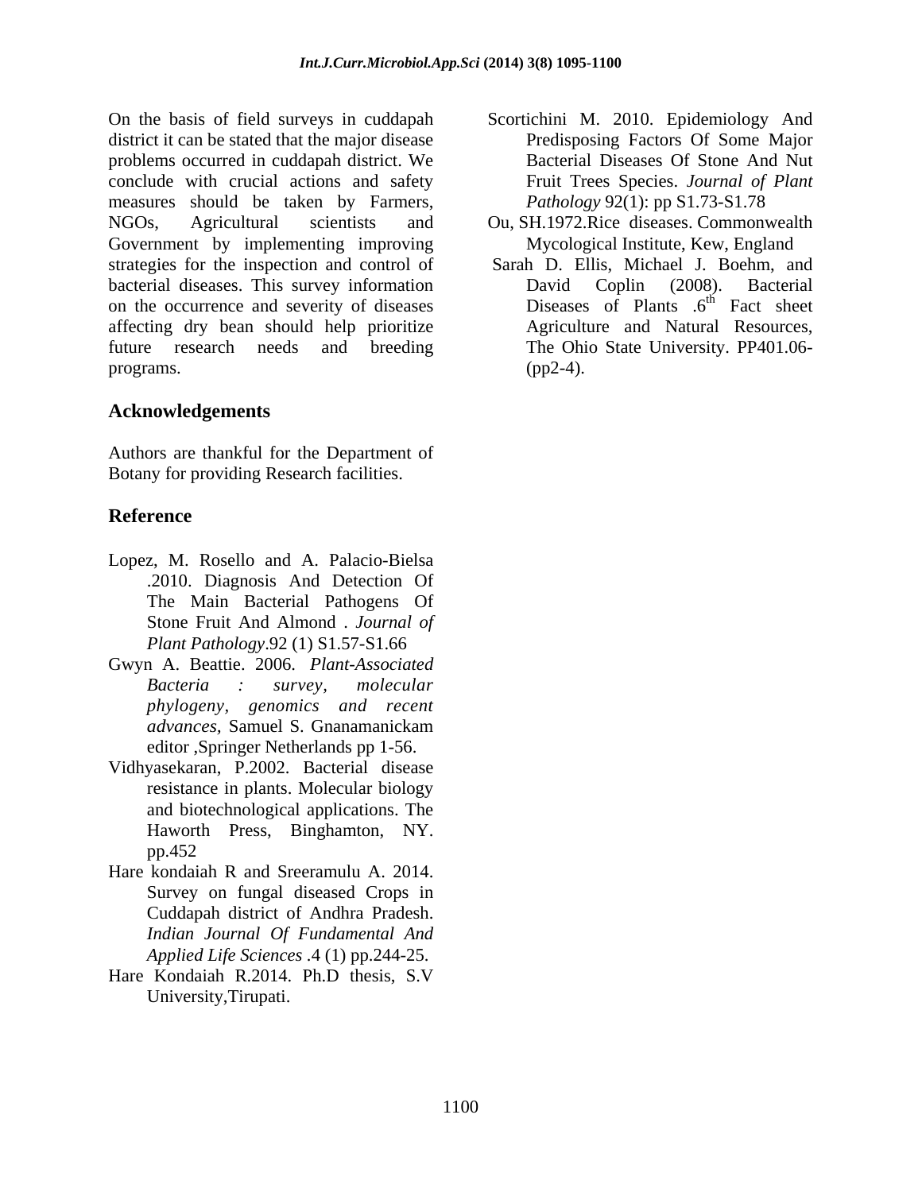On the basis of field surveys in cuddapah district it can be stated that the major disease problems occurred in cuddapah district. We conclude with crucial actions and safety measures should be taken by Farmers, NGOs, Agricultural scientists and Government by implementing improving strategies for the inspection and control of bacterial diseases. This survey information on the occurrence and severity of diseases affecting dry bean should help prioritize future research needs and breeding programs.

## Acknowledgements

Authors are thankful for the Department of Botany for providing Research facilities.

## Reference

Lopez, M. Rosello and A. Palacio-Bielsa .2010. Diagnosis And Detection Of The Main Bacterial Pathogens Of Stone Fruit And Almond . *Journal of Plant Pathology*.92 (1) S1.57-S1.66

Gwyn A. Beattie. 2006. *Plant-Associated Bacteria : survey, molecular phylogeny, genomics and recent advances*, Samuel S. Gnanamanickam editor ,Springer Netherlands pp 1-56.

Vidhyasekaran, P.2002. Bacterial disease resistance in plants. Molecular biology and biotechnological applications. The Haworth Press, Binghamton, NY. pp.452

Hare kondaiah R and Sreeramulu A. 2014. Survey on fungal diseased Crops in Cuddapah district of Andhra Pradesh. *Indian Journal Of Fundamental And Applied Life Sciences* .4 (1) pp.244-25.

Hare Kondaiah R.2014. Ph.D thesis, S.V University,Tirupati.

Scortichini M. 2010. Epidemiology And Predisposing Factors Of Some Major Bacterial Diseases Of Stone And Nut Fruit Trees Species. *Journal of Plant Pathology* 92(1): pp S1.73-S1.78

Ou, SH.1972.Rice diseases. Commonwealth Mycological Institute, Kew, England

Sarah D. Ellis, Michael J. Boehm, and David Coplin (2008). Bacterial Diseases of Plants .6th Fact sheet Agriculture and Natural Resources, The Ohio State University. PP401.06- (pp2-4).